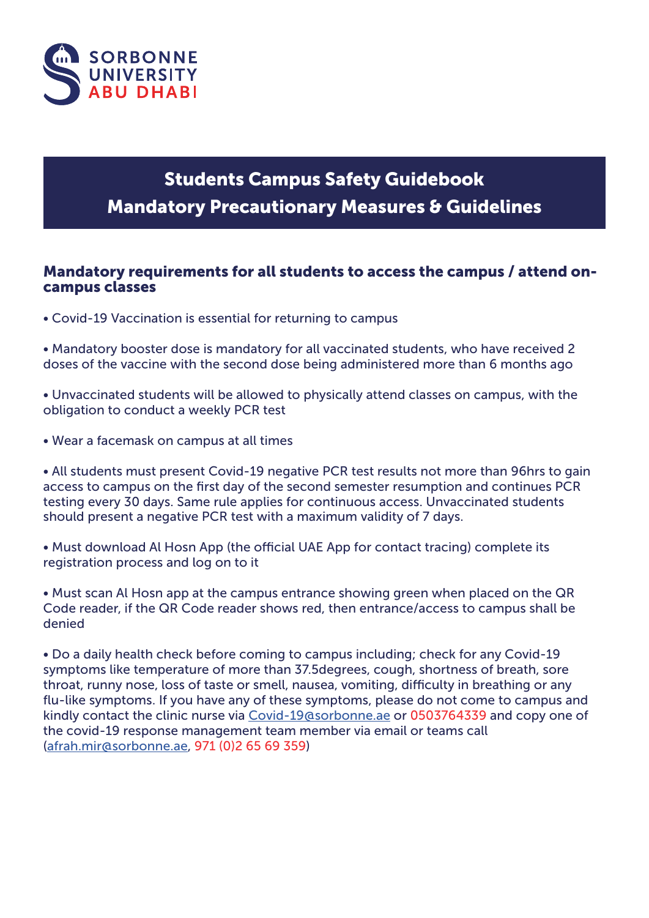SORBONNE UNIVERSITY ABU DHABI

# Students Campus Safety Guidebook
# Mandatory Precautionary Measures & Guidelines

## Mandatory requirements for all students to access the campus / attend on-campus classes

- Covid-19 Vaccination is essential for returning to campus

- Mandatory booster dose is mandatory for all vaccinated students, who have received 2 doses of the vaccine with the second dose being administered more than 6 months ago

- Unvaccinated students will be allowed to physically attend classes on campus, with the obligation to conduct a weekly PCR test

- Wear a facemask on campus at all times

- All students must present Covid-19 negative PCR test results not more than 96hrs to gain access to campus on the first day of the second semester resumption and continues PCR testing every 30 days. Same rule applies for continuous access. Unvaccinated students should present a negative PCR test with a maximum validity of 7 days.

- Must download Al Hosn App (the official UAE App for contact tracing) complete its registration process and log on to it

- Must scan Al Hosn app at the campus entrance showing green when placed on the QR Code reader, if the QR Code reader shows red, then entrance/access to campus shall be denied

- Do a daily health check before coming to campus including; check for any Covid-19 symptoms like temperature of more than 37.5degrees, cough, shortness of breath, sore throat, runny nose, loss of taste or smell, nausea, vomiting, difficulty in breathing or any flu-like symptoms. If you have any of these symptoms, please do not come to campus and kindly contact the clinic nurse via Covid-19@sorbonne.ae or 0503764339 and copy one of the covid-19 response management team member via email or teams call (afrah.mir@sorbonne.ae, 971 (0)2 65 69 359)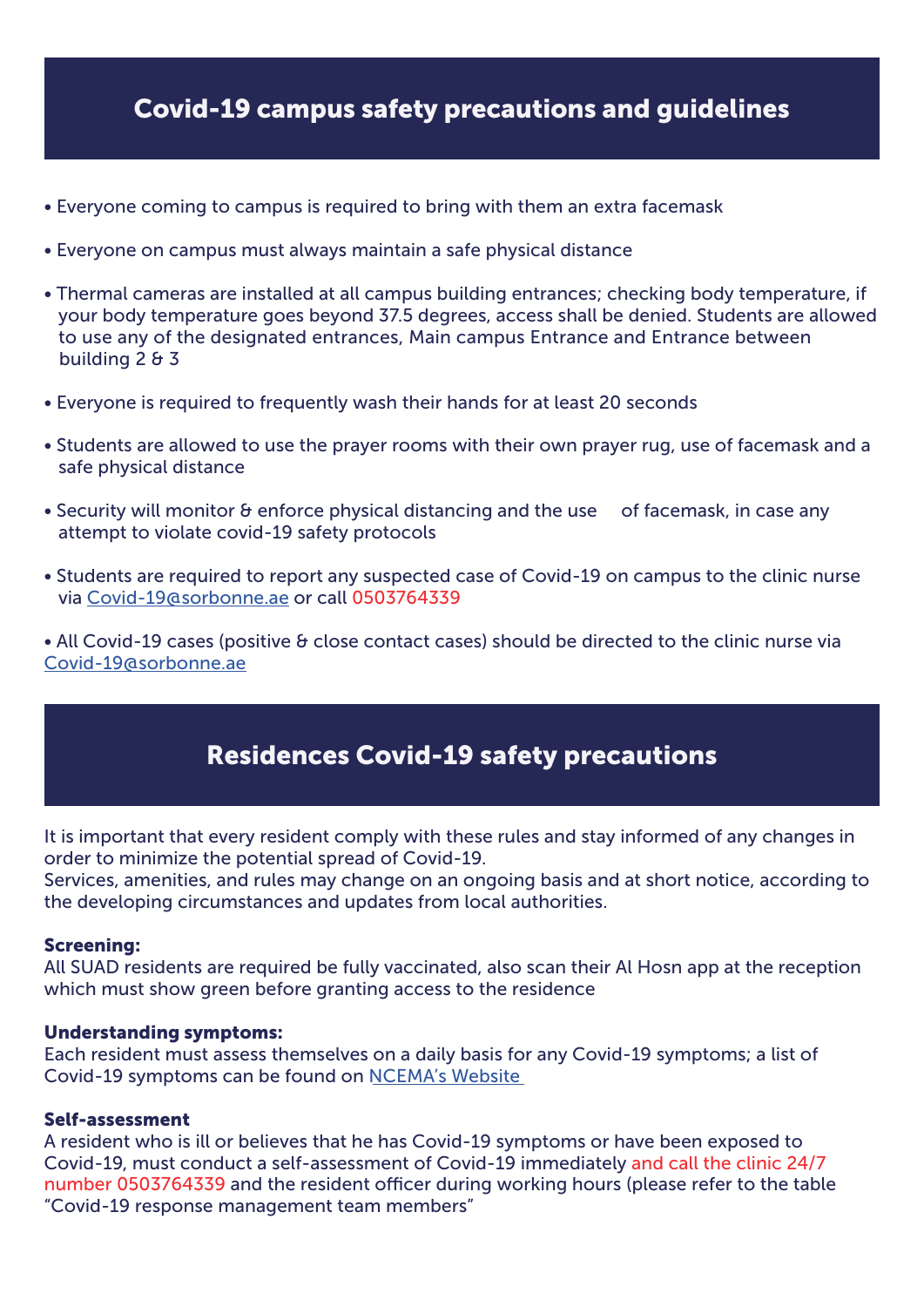## Covid-19 campus safety precautions and guidelines

- Everyone coming to campus is required to bring with them an extra facemask
- Everyone on campus must always maintain a safe physical distance
- Thermal cameras are installed at all campus building entrances; checking body temperature, if your body temperature goes beyond 37.5 degrees, access shall be denied. Students are allowed to use any of the designated entrances, Main campus Entrance and Entrance between building 2 & 3
- Everyone is required to frequently wash their hands for at least 20 seconds
- Students are allowed to use the prayer rooms with their own prayer rug, use of facemask and a safe physical distance
- Security will monitor & enforce physical distancing and the use of facemask, in case any attempt to violate covid-19 safety protocols
- Students are required to report any suspected case of Covid-19 on campus to the clinic nurse via Covid-19@sorbonne.ae or call 0503764339
- All Covid-19 cases (positive & close contact cases) should be directed to the clinic nurse via Covid-19@sorbonne.ae

## Residences Covid-19 safety precautions

It is important that every resident comply with these rules and stay informed of any changes in order to minimize the potential spread of Covid-19.
Services, amenities, and rules may change on an ongoing basis and at short notice, according to the developing circumstances and updates from local authorities.

**Screening:**
All SUAD residents are required be fully vaccinated, also scan their Al Hosn app at the reception which must show green before granting access to the residence

**Understanding symptoms:**
Each resident must assess themselves on a daily basis for any Covid-19 symptoms; a list of Covid-19 symptoms can be found on NCEMA's Website

**Self-assessment**
A resident who is ill or believes that he has Covid-19 symptoms or have been exposed to Covid-19, must conduct a self-assessment of Covid-19 immediately and call the clinic 24/7 number 0503764339 and the resident officer during working hours (please refer to the table "Covid-19 response management team members"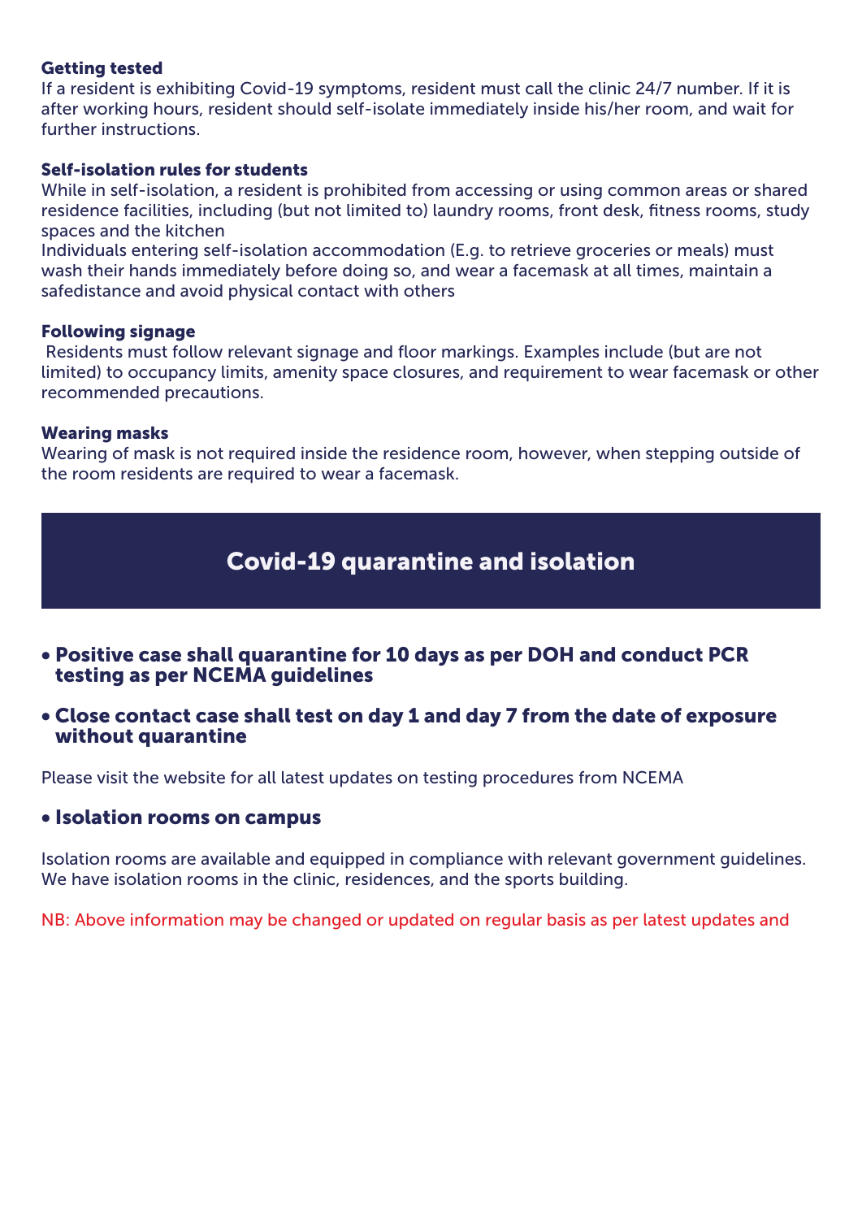**Getting tested**
If a resident is exhibiting Covid-19 symptoms, resident must call the clinic 24/7 number. If it is after working hours, resident should self-isolate immediately inside his/her room, and wait for further instructions.

**Self-isolation rules for students**
While in self-isolation, a resident is prohibited from accessing or using common areas or shared residence facilities, including (but not limited to) laundry rooms, front desk, fitness rooms, study spaces and the kitchen
Individuals entering self-isolation accommodation (E.g. to retrieve groceries or meals) must wash their hands immediately before doing so, and wear a facemask at all times, maintain a safedistance and avoid physical contact with others

**Following signage**
Residents must follow relevant signage and floor markings. Examples include (but are not limited) to occupancy limits, amenity space closures, and requirement to wear facemask or other recommended precautions.

**Wearing masks**
Wearing of mask is not required inside the residence room, however, when stepping outside of the room residents are required to wear a facemask.

## Covid-19 quarantine and isolation

- **Positive case shall quarantine for 10 days as per DOH and conduct PCR testing as per NCEMA guidelines**
- **Close contact case shall test on day 1 and day 7 from the date of exposure without quarantine**

Please visit the website for all latest updates on testing procedures from NCEMA

- **Isolation rooms on campus**

Isolation rooms are available and equipped in compliance with relevant government guidelines. We have isolation rooms in the clinic, residences, and the sports building.

NB: Above information may be changed or updated on regular basis as per latest updates and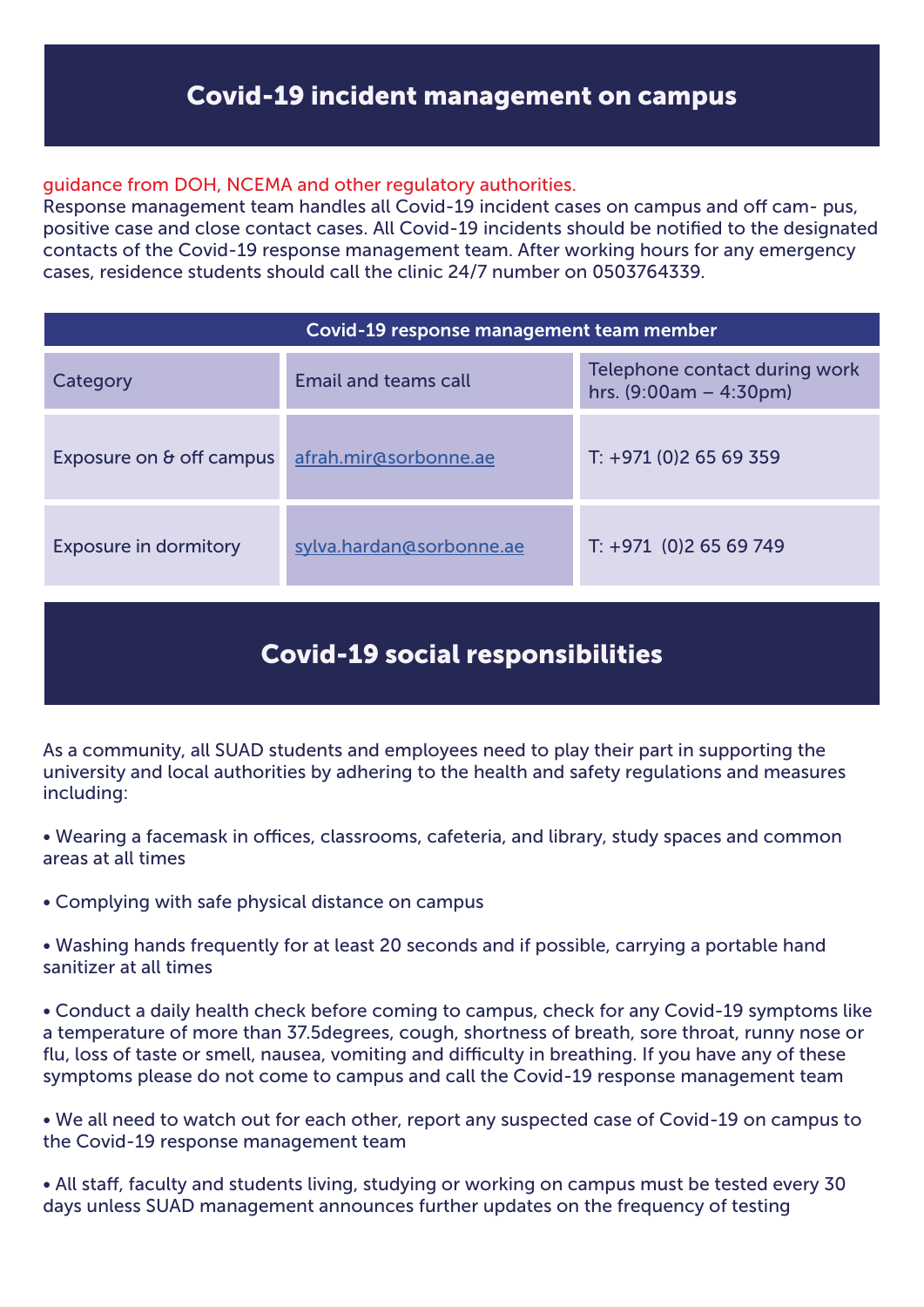## Covid-19 incident management on campus

guidance from DOH, NCEMA and other regulatory authorities.
Response management team handles all Covid-19 incident cases on campus and off cam- pus, positive case and close contact cases. All Covid-19 incidents should be notified to the designated contacts of the Covid-19 response management team. After working hours for any emergency cases, residence students should call the clinic 24/7 number on 0503764339.

| Covid-19 response management team member | | |
|---|---|---|
| Category | Email and teams call | Telephone contact during work hrs. (9:00am – 4:30pm) |
| Exposure on & off campus | afrah.mir@sorbonne.ae | T: +971 (0)2 65 69 359 |
| Exposure in dormitory | sylva.hardan@sorbonne.ae | T: +971 (0)2 65 69 749 |

## Covid-19 social responsibilities

As a community, all SUAD students and employees need to play their part in supporting the university and local authorities by adhering to the health and safety regulations and measures including:

- Wearing a facemask in offices, classrooms, cafeteria, and library, study spaces and common areas at all times
- Complying with safe physical distance on campus
- Washing hands frequently for at least 20 seconds and if possible, carrying a portable hand sanitizer at all times
- Conduct a daily health check before coming to campus, check for any Covid-19 symptoms like a temperature of more than 37.5degrees, cough, shortness of breath, sore throat, runny nose or flu, loss of taste or smell, nausea, vomiting and difficulty in breathing. If you have any of these symptoms please do not come to campus and call the Covid-19 response management team
- We all need to watch out for each other, report any suspected case of Covid-19 on campus to the Covid-19 response management team
- All staff, faculty and students living, studying or working on campus must be tested every 30 days unless SUAD management announces further updates on the frequency of testing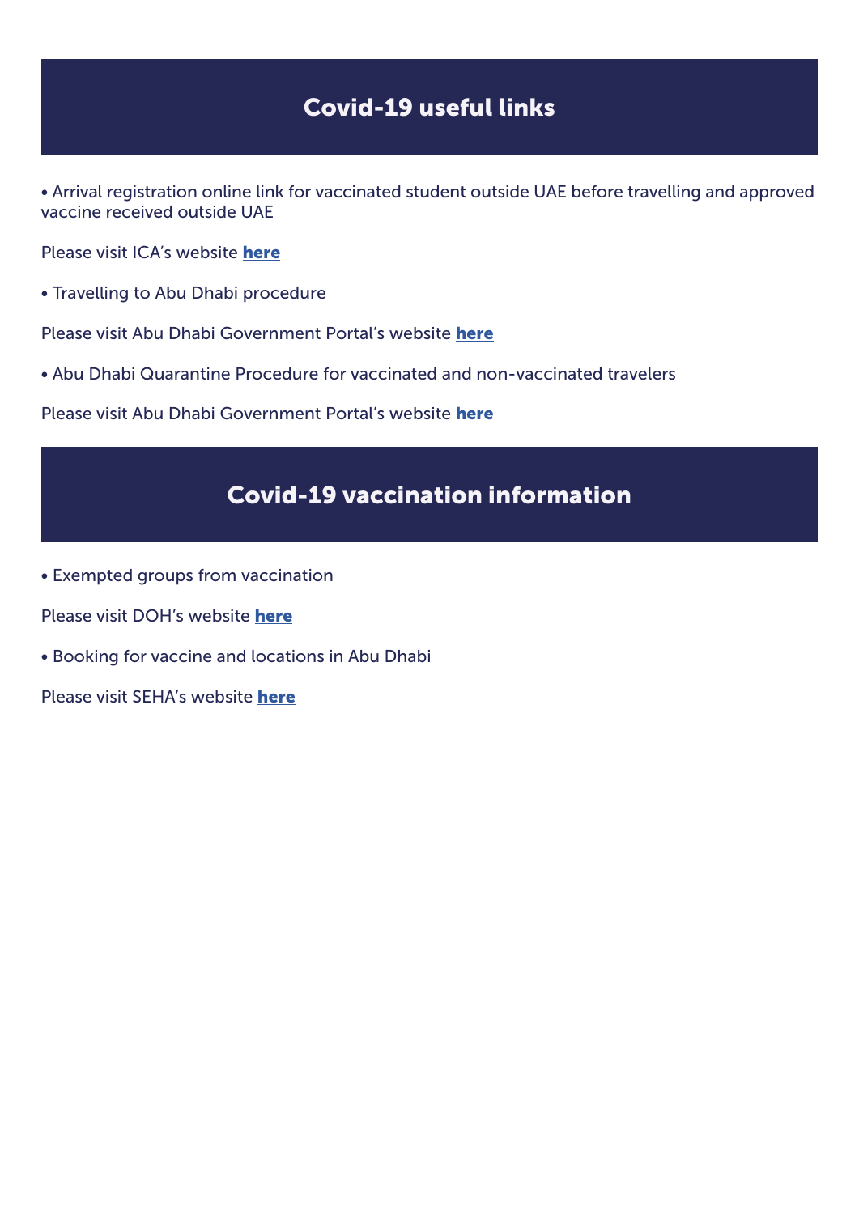## Covid-19 useful links

- Arrival registration online link for vaccinated student outside UAE before travelling and approved vaccine received outside UAE

Please visit ICA's website **here**

- Travelling to Abu Dhabi procedure

Please visit Abu Dhabi Government Portal's website **here**

- Abu Dhabi Quarantine Procedure for vaccinated and non-vaccinated travelers

Please visit Abu Dhabi Government Portal's website **here**

## Covid-19 vaccination information

- Exempted groups from vaccination

Please visit DOH's website **here**

- Booking for vaccine and locations in Abu Dhabi

Please visit SEHA's website **here**